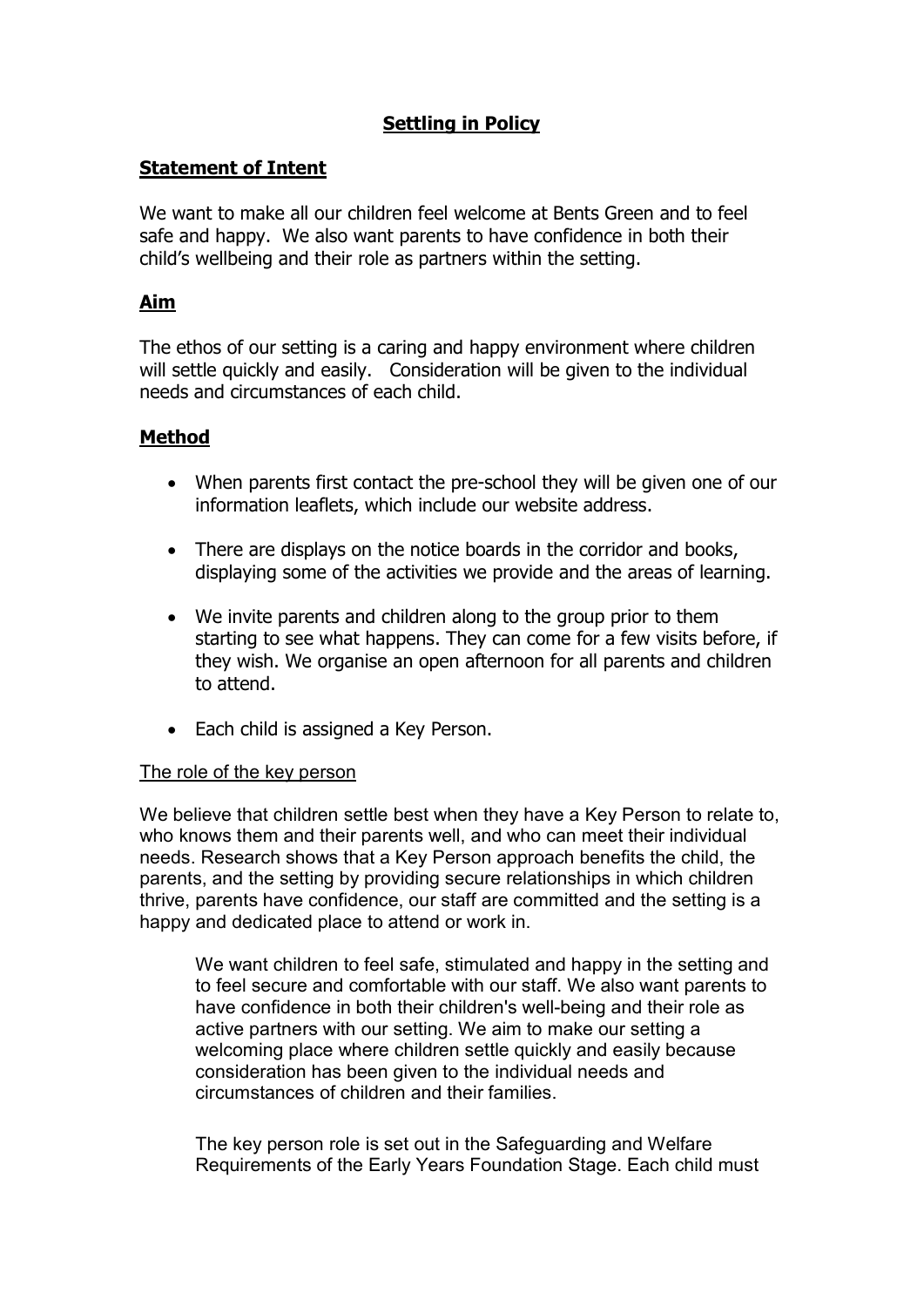# **Settling in Policy**

## **Statement of Intent**

We want to make all our children feel welcome at Bents Green and to feel safe and happy. We also want parents to have confidence in both their child's wellbeing and their role as partners within the setting.

## **Aim**

The ethos of our setting is a caring and happy environment where children will settle quickly and easily. Consideration will be given to the individual needs and circumstances of each child.

## **Method**

- When parents first contact the pre-school they will be given one of our information leaflets, which include our website address.
- There are displays on the notice boards in the corridor and books, displaying some of the activities we provide and the areas of learning.
- We invite parents and children along to the group prior to them starting to see what happens. They can come for a few visits before, if they wish. We organise an open afternoon for all parents and children to attend.
- Each child is assigned a Key Person.

### The role of the key person

We believe that children settle best when they have a Key Person to relate to, who knows them and their parents well, and who can meet their individual needs. Research shows that a Key Person approach benefits the child, the parents, and the setting by providing secure relationships in which children thrive, parents have confidence, our staff are committed and the setting is a happy and dedicated place to attend or work in.

> We want children to feel safe, stimulated and happy in the setting and to feel secure and comfortable with our staff. We also want parents to have confidence in both their children's well-being and their role as active partners with our setting. We aim to make our setting a welcoming place where children settle quickly and easily because consideration has been given to the individual needs and circumstances of children and their families.
>
> The key person role is set out in the Safeguarding and Welfare Requirements of the Early Years Foundation Stage. Each child must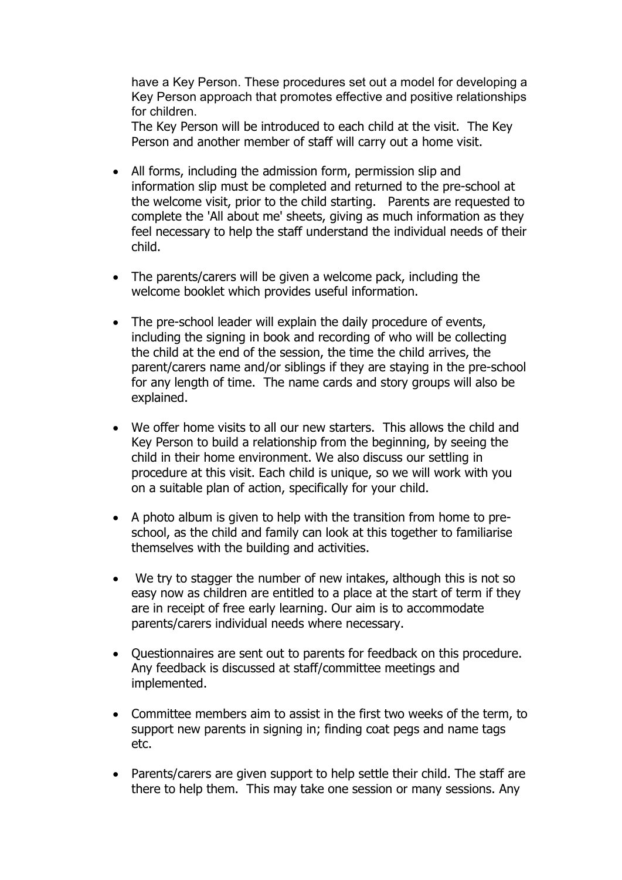have a Key Person. These procedures set out a model for developing a Key Person approach that promotes effective and positive relationships for children.

The Key Person will be introduced to each child at the visit. The Key Person and another member of staff will carry out a home visit.

- All forms, including the admission form, permission slip and information slip must be completed and returned to the pre-school at the welcome visit, prior to the child starting. Parents are requested to complete the 'All about me' sheets, giving as much information as they feel necessary to help the staff understand the individual needs of their child.

- The parents/carers will be given a welcome pack, including the welcome booklet which provides useful information.

- The pre-school leader will explain the daily procedure of events, including the signing in book and recording of who will be collecting the child at the end of the session, the time the child arrives, the parent/carers name and/or siblings if they are staying in the pre-school for any length of time. The name cards and story groups will also be explained.

- We offer home visits to all our new starters. This allows the child and Key Person to build a relationship from the beginning, by seeing the child in their home environment. We also discuss our settling in procedure at this visit. Each child is unique, so we will work with you on a suitable plan of action, specifically for your child.

- A photo album is given to help with the transition from home to pre-school, as the child and family can look at this together to familiarise themselves with the building and activities.

- We try to stagger the number of new intakes, although this is not so easy now as children are entitled to a place at the start of term if they are in receipt of free early learning. Our aim is to accommodate parents/carers individual needs where necessary.

- Questionnaires are sent out to parents for feedback on this procedure. Any feedback is discussed at staff/committee meetings and implemented.

- Committee members aim to assist in the first two weeks of the term, to support new parents in signing in; finding coat pegs and name tags etc.

- Parents/carers are given support to help settle their child. The staff are there to help them. This may take one session or many sessions. Any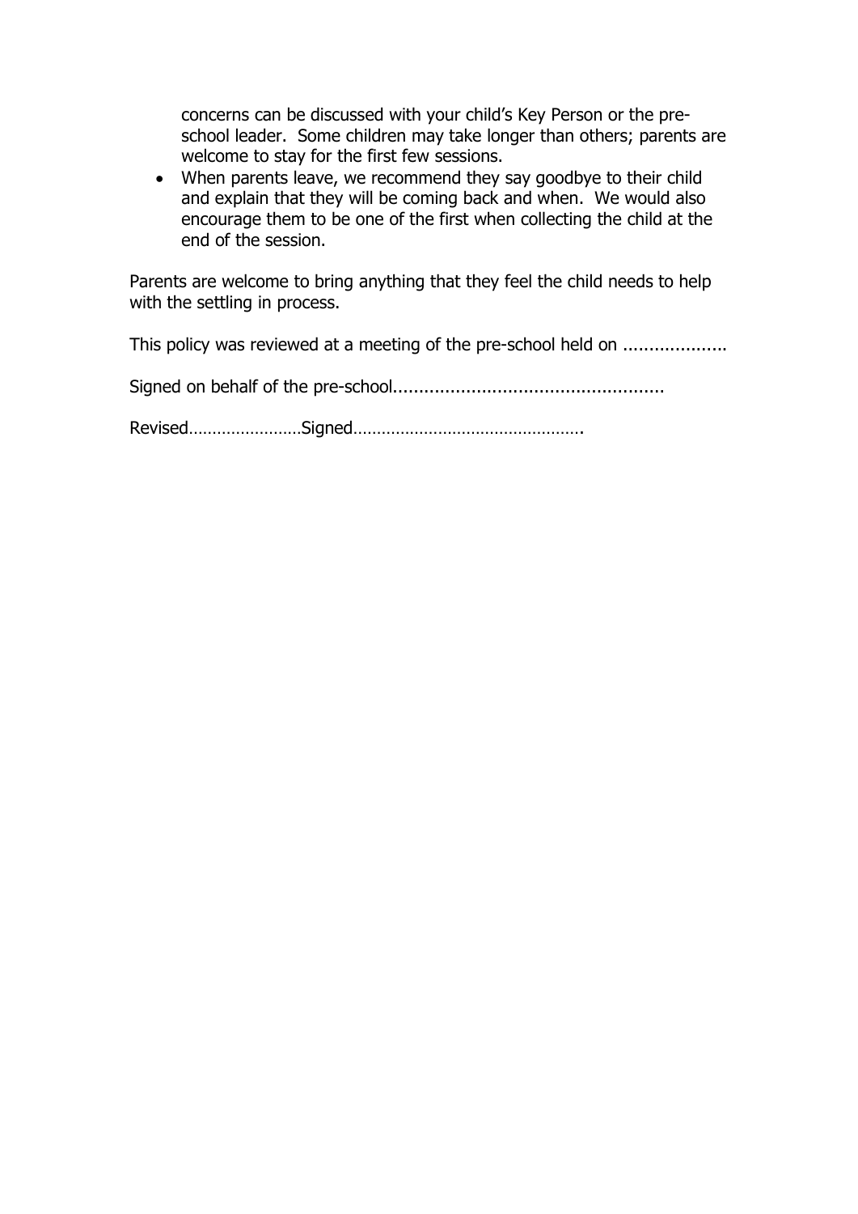concerns can be discussed with your child's Key Person or the pre-school leader. Some children may take longer than others; parents are welcome to stay for the first few sessions.

- When parents leave, we recommend they say goodbye to their child and explain that they will be coming back and when. We would also encourage them to be one of the first when collecting the child at the end of the session.

Parents are welcome to bring anything that they feel the child needs to help with the settling in process.

This policy was reviewed at a meeting of the pre-school held on ...................

Signed on behalf of the pre-school...................................................

Revised……………………Signed………………………………………….